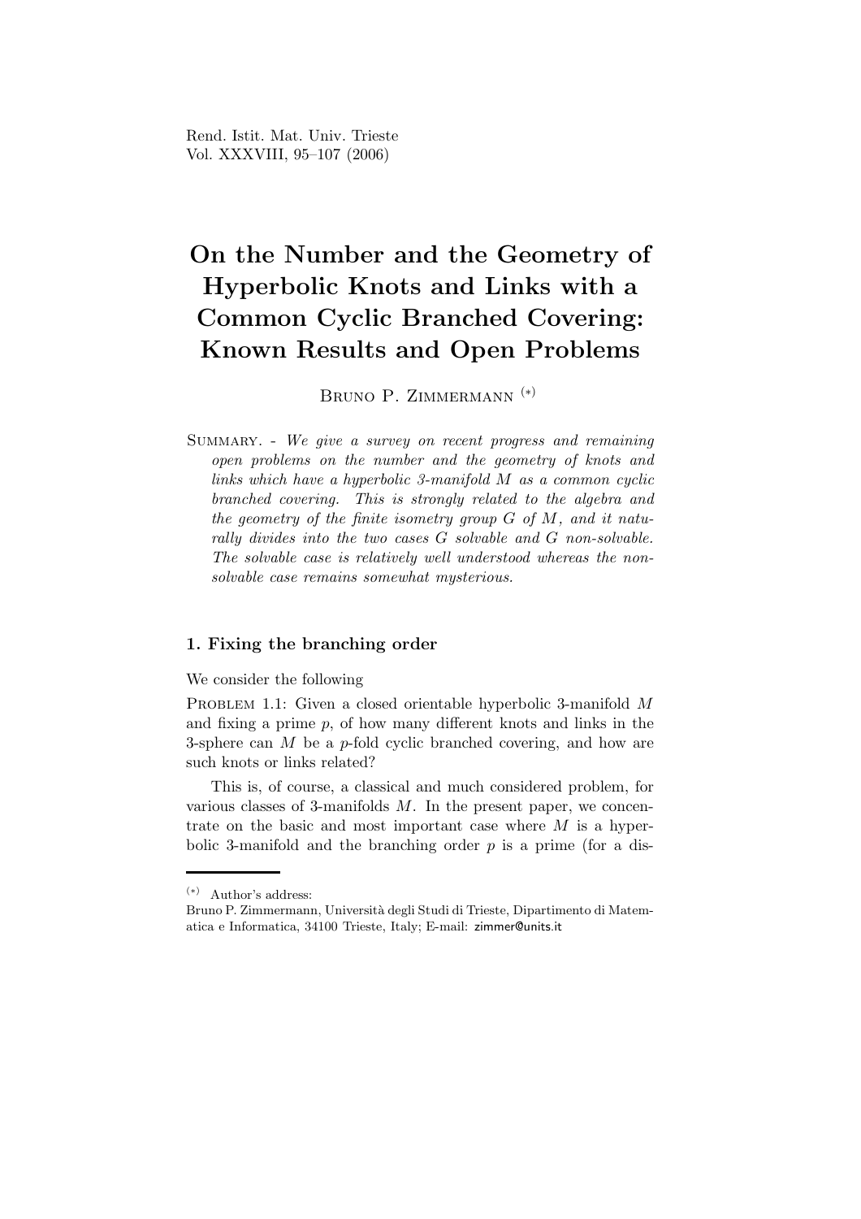# On the Number and the Geometry of Hyperbolic Knots and Links with a Common Cyclic Branched Covering: Known Results and Open Problems

Bruno P. Zimmermann [(*)]

Summary. - *We give a survey on recent progress and remaining open problems on the number and the geometry of knots and links which have a hyperbolic 3-manifold $M$ as a common cyclic branched covering. This is strongly related to the algebra and the geometry of the finite isometry group $G$ of $M$, and it naturally divides into the two cases $G$ solvable and $G$ non-solvable. The solvable case is relatively well understood whereas the non-solvable case remains somewhat mysterious.*

## 1. Fixing the branching order

We consider the following

Problem 1.1: Given a closed orientable hyperbolic 3-manifold $M$ and fixing a prime $p$, of how many different knots and links in the 3-sphere can $M$ be a $p$-fold cyclic branched covering, and how are such knots or links related?

This is, of course, a classical and much considered problem, for various classes of 3-manifolds $M$. In the present paper, we concentrate on the basic and most important case where $M$ is a hyperbolic 3-manifold and the branching order $p$ is a prime (for a dis-

---

[(*)] Author's address:
Bruno P. Zimmermann, Università degli Studi di Trieste, Dipartimento di Matematica e Informatica, 34100 Trieste, Italy; E-mail: zimmer@units.it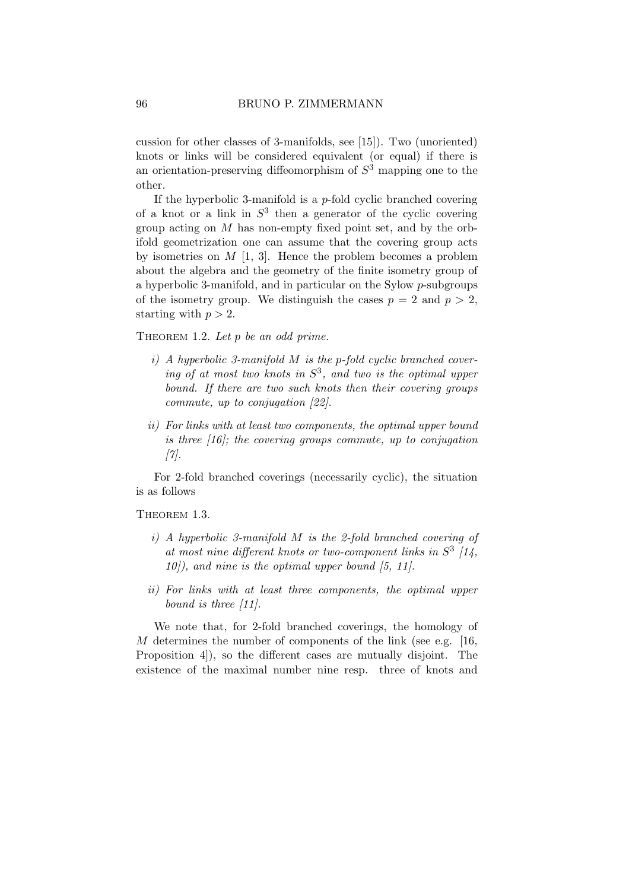cussion for other classes of 3-manifolds, see [15]). Two (unoriented) knots or links will be considered equivalent (or equal) if there is an orientation-preserving diffeomorphism of $S^3$ mapping one to the other.

If the hyperbolic 3-manifold is a $p$-fold cyclic branched covering of a knot or a link in $S^3$ then a generator of the cyclic covering group acting on $M$ has non-empty fixed point set, and by the orbifold geometrization one can assume that the covering group acts by isometries on $M$ [1, 3]. Hence the problem becomes a problem about the algebra and the geometry of the finite isometry group of a hyperbolic 3-manifold, and in particular on the Sylow $p$-subgroups of the isometry group. We distinguish the cases $p = 2$ and $p > 2$, starting with $p > 2$.

Theorem 1.2. *Let $p$ be an odd prime.*

*i) A hyperbolic 3-manifold $M$ is the $p$-fold cyclic branched covering of at most two knots in $S^3$, and two is the optimal upper bound. If there are two such knots then their covering groups commute, up to conjugation [22].*

*ii) For links with at least two components, the optimal upper bound is three [16]; the covering groups commute, up to conjugation [7].*

For 2-fold branched coverings (necessarily cyclic), the situation is as follows

Theorem 1.3.

*i) A hyperbolic 3-manifold $M$ is the 2-fold branched covering of at most nine different knots or two-component links in $S^3$ [14, 10]), and nine is the optimal upper bound [5, 11].*

*ii) For links with at least three components, the optimal upper bound is three [11].*

We note that, for 2-fold branched coverings, the homology of $M$ determines the number of components of the link (see e.g. [16, Proposition 4]), so the different cases are mutually disjoint. The existence of the maximal number nine resp. three of knots and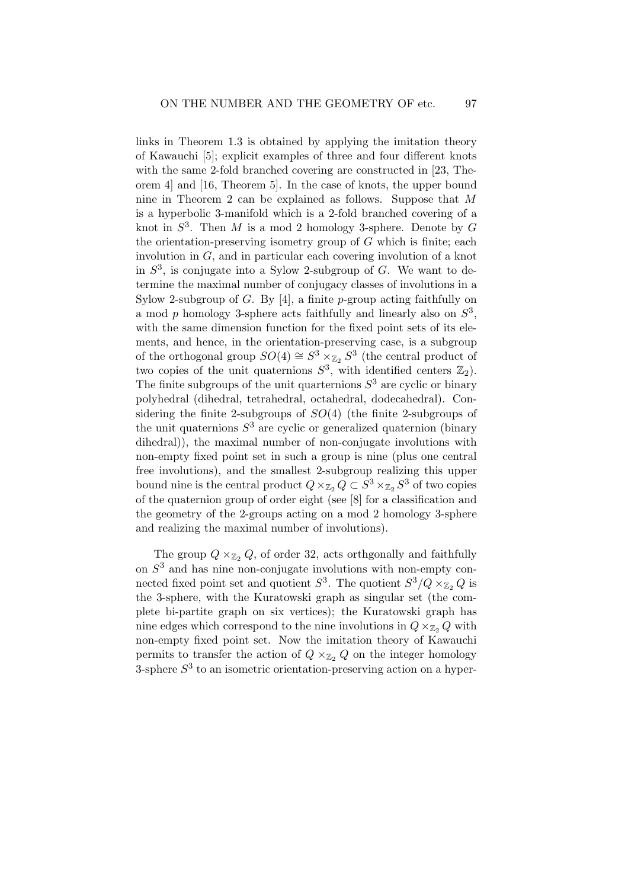links in Theorem 1.3 is obtained by applying the imitation theory of Kawauchi [5]; explicit examples of three and four different knots with the same 2-fold branched covering are constructed in [23, Theorem 4] and [16, Theorem 5]. In the case of knots, the upper bound nine in Theorem 2 can be explained as follows. Suppose that $M$ is a hyperbolic 3-manifold which is a 2-fold branched covering of a knot in $S^3$. Then $M$ is a mod 2 homology 3-sphere. Denote by $G$ the orientation-preserving isometry group of $G$ which is finite; each involution in $G$, and in particular each covering involution of a knot in $S^3$, is conjugate into a Sylow 2-subgroup of $G$. We want to determine the maximal number of conjugacy classes of involutions in a Sylow 2-subgroup of $G$. By [4], a finite $p$-group acting faithfully on a mod $p$ homology 3-sphere acts faithfully and linearly also on $S^3$, with the same dimension function for the fixed point sets of its elements, and hence, in the orientation-preserving case, is a subgroup of the orthogonal group $SO(4) \cong S^3 \times_{\mathbb{Z}_2} S^3$ (the central product of two copies of the unit quaternions $S^3$, with identified centers $\mathbb{Z}_2$). The finite subgroups of the unit quarternions $S^3$ are cyclic or binary polyhedral (dihedral, tetrahedral, octahedral, dodecahedral). Considering the finite 2-subgroups of $SO(4)$ (the finite 2-subgroups of the unit quaternions $S^3$ are cyclic or generalized quaternion (binary dihedral)), the maximal number of non-conjugate involutions with non-empty fixed point set in such a group is nine (plus one central free involutions), and the smallest 2-subgroup realizing this upper bound nine is the central product $Q \times_{\mathbb{Z}_2} Q \subset S^3 \times_{\mathbb{Z}_2} S^3$ of two copies of the quaternion group of order eight (see [8] for a classification and the geometry of the 2-groups acting on a mod 2 homology 3-sphere and realizing the maximal number of involutions).

The group $Q \times_{\mathbb{Z}_2} Q$, of order 32, acts orthgonally and faithfully on $S^3$ and has nine non-conjugate involutions with non-empty connected fixed point set and quotient $S^3$. The quotient $S^3/Q \times_{\mathbb{Z}_2} Q$ is the 3-sphere, with the Kuratowski graph as singular set (the complete bi-partite graph on six vertices); the Kuratowski graph has nine edges which correspond to the nine involutions in $Q \times_{\mathbb{Z}_2} Q$ with non-empty fixed point set. Now the imitation theory of Kawauchi permits to transfer the action of $Q \times_{\mathbb{Z}_2} Q$ on the integer homology 3-sphere $S^3$ to an isometric orientation-preserving action on a hyper-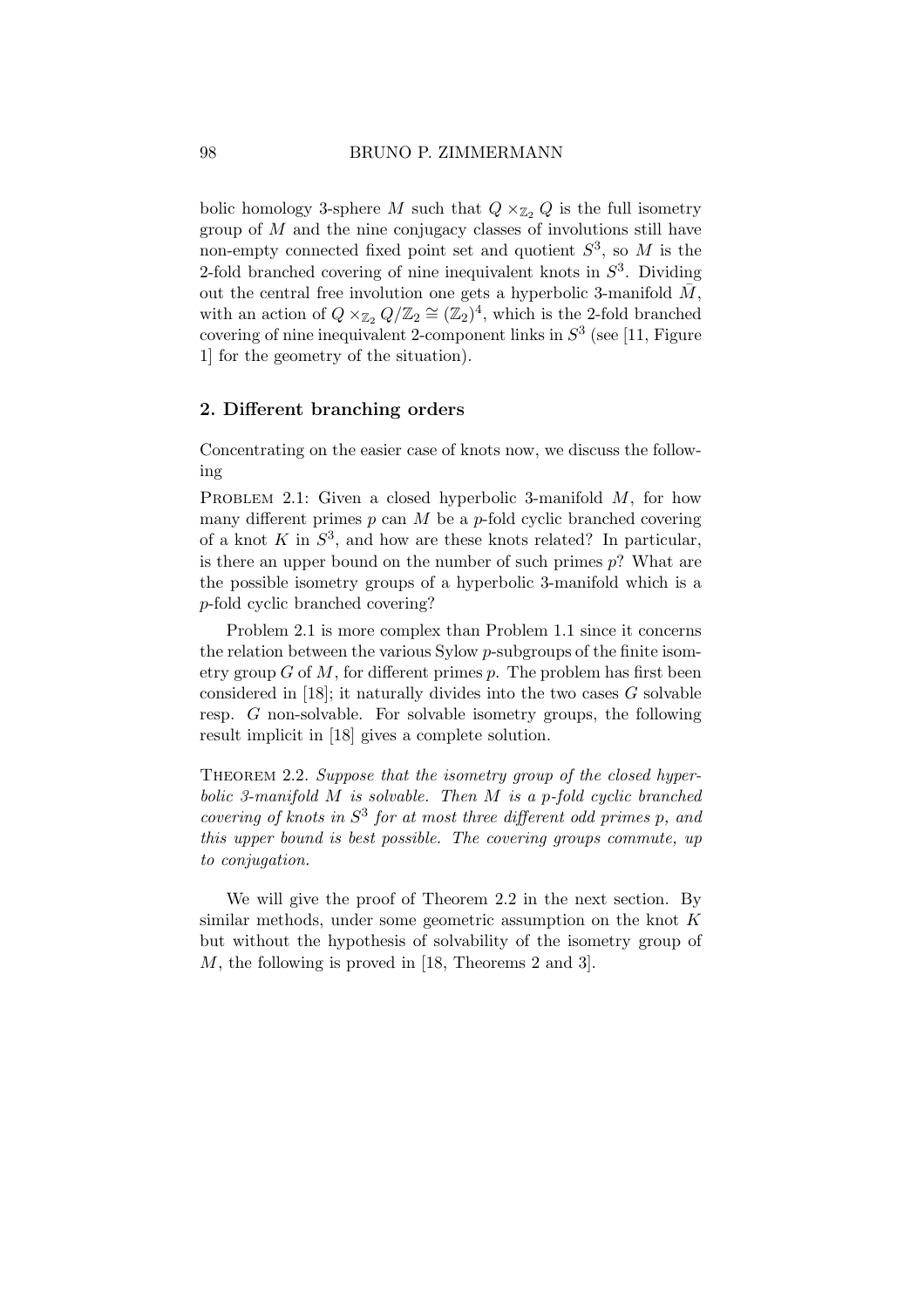bolic homology 3-sphere $M$ such that $Q \times_{\mathbb{Z}_2} Q$ is the full isometry group of $M$ and the nine conjugacy classes of involutions still have non-empty connected fixed point set and quotient $S^3$, so $M$ is the 2-fold branched covering of nine inequivalent knots in $S^3$. Dividing out the central free involution one gets a hyperbolic 3-manifold $\bar{M}$, with an action of $Q \times_{\mathbb{Z}_2} Q/\mathbb{Z}_2 \cong (\mathbb{Z}_2)^4$, which is the 2-fold branched covering of nine inequivalent 2-component links in $S^3$ (see [11, Figure 1] for the geometry of the situation).

## 2. Different branching orders

Concentrating on the easier case of knots now, we discuss the following

Problem 2.1: Given a closed hyperbolic 3-manifold $M$, for how many different primes $p$ can $M$ be a $p$-fold cyclic branched covering of a knot $K$ in $S^3$, and how are these knots related? In particular, is there an upper bound on the number of such primes $p$? What are the possible isometry groups of a hyperbolic 3-manifold which is a $p$-fold cyclic branched covering?

Problem 2.1 is more complex than Problem 1.1 since it concerns the relation between the various Sylow $p$-subgroups of the finite isometry group $G$ of $M$, for different primes $p$. The problem has first been considered in [18]; it naturally divides into the two cases $G$ solvable resp. $G$ non-solvable. For solvable isometry groups, the following result implicit in [18] gives a complete solution.

Theorem 2.2. *Suppose that the isometry group of the closed hyperbolic 3-manifold $M$ is solvable. Then $M$ is a $p$-fold cyclic branched covering of knots in $S^3$ for at most three different odd primes $p$, and this upper bound is best possible. The covering groups commute, up to conjugation.*

We will give the proof of Theorem 2.2 in the next section. By similar methods, under some geometric assumption on the knot $K$ but without the hypothesis of solvability of the isometry group of $M$, the following is proved in [18, Theorems 2 and 3].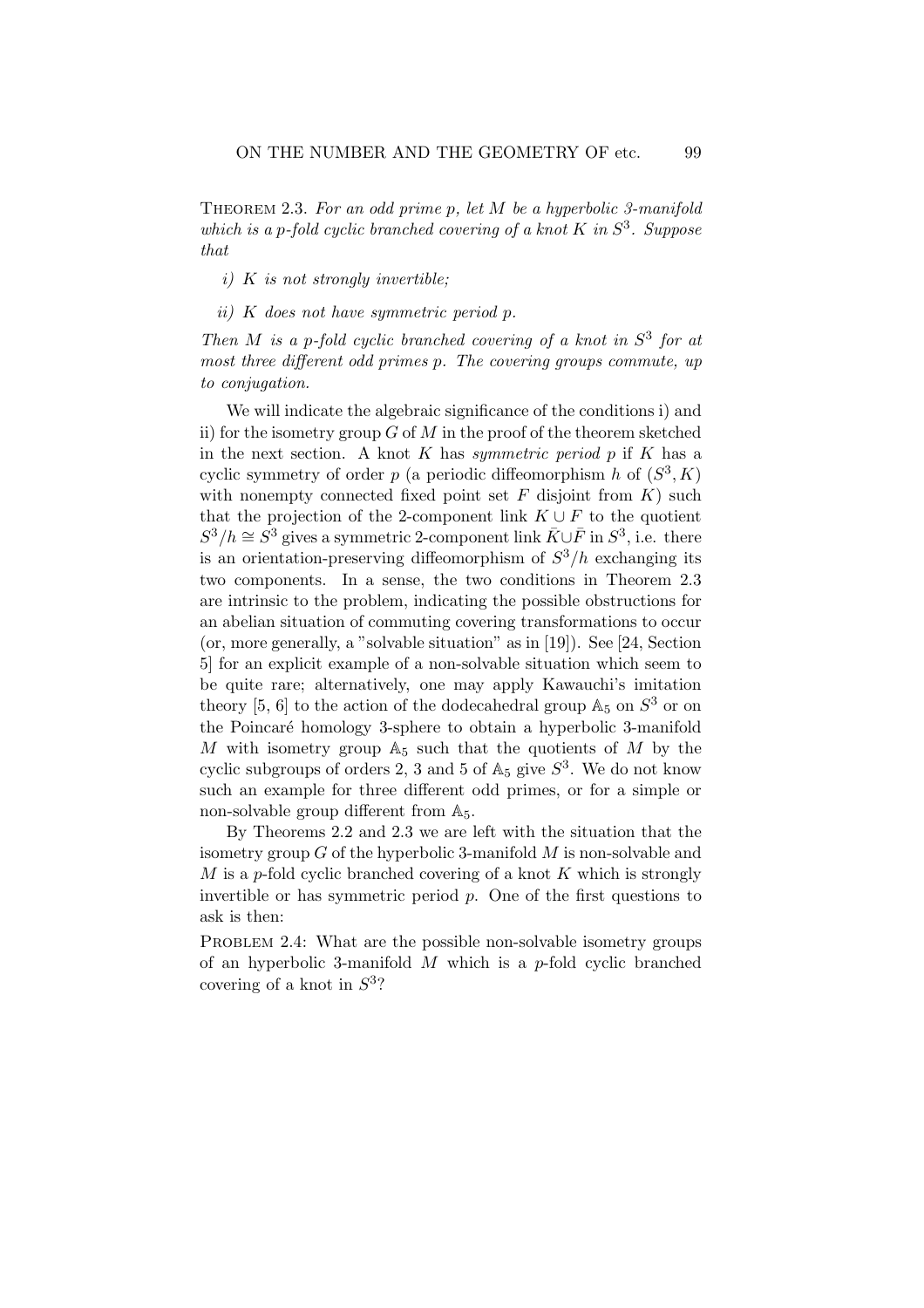Theorem 2.3. *For an odd prime $p$, let $M$ be a hyperbolic 3-manifold which is a $p$-fold cyclic branched covering of a knot $K$ in $S^3$. Suppose that*

*i) $K$ is not strongly invertible;*

*ii) $K$ does not have symmetric period $p$.*

*Then $M$ is a $p$-fold cyclic branched covering of a knot in $S^3$ for at most three different odd primes $p$. The covering groups commute, up to conjugation.*

We will indicate the algebraic significance of the conditions i) and ii) for the isometry group $G$ of $M$ in the proof of the theorem sketched in the next section. A knot $K$ has *symmetric period* $p$ if $K$ has a cyclic symmetry of order $p$ (a periodic diffeomorphism $h$ of $(S^3, K)$ with nonempty connected fixed point set $F$ disjoint from $K$) such that the projection of the 2-component link $K \cup F$ to the quotient $S^3/h \cong S^3$ gives a symmetric 2-component link $\bar{K} \cup \bar{F}$ in $S^3$, i.e. there is an orientation-preserving diffeomorphism of $S^3/h$ exchanging its two components. In a sense, the two conditions in Theorem 2.3 are intrinsic to the problem, indicating the possible obstructions for an abelian situation of commuting covering transformations to occur (or, more generally, a "solvable situation" as in [19]). See [24, Section 5] for an explicit example of a non-solvable situation which seem to be quite rare; alternatively, one may apply Kawauchi's imitation theory [5, 6] to the action of the dodecahedral group $\mathbb{A}_5$ on $S^3$ or on the Poincaré homology 3-sphere to obtain a hyperbolic 3-manifold $M$ with isometry group $\mathbb{A}_5$ such that the quotients of $M$ by the cyclic subgroups of orders 2, 3 and 5 of $\mathbb{A}_5$ give $S^3$. We do not know such an example for three different odd primes, or for a simple or non-solvable group different from $\mathbb{A}_5$.

By Theorems 2.2 and 2.3 we are left with the situation that the isometry group $G$ of the hyperbolic 3-manifold $M$ is non-solvable and $M$ is a $p$-fold cyclic branched covering of a knot $K$ which is strongly invertible or has symmetric period $p$. One of the first questions to ask is then:

Problem 2.4: What are the possible non-solvable isometry groups of an hyperbolic 3-manifold $M$ which is a $p$-fold cyclic branched covering of a knot in $S^3$?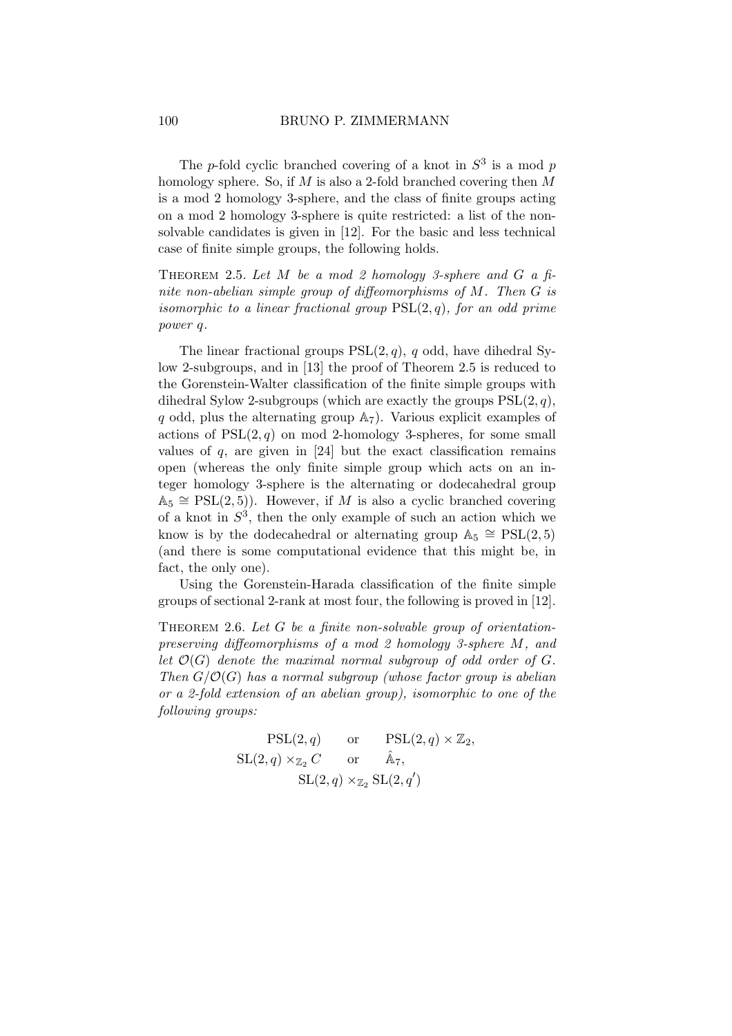The $p$-fold cyclic branched covering of a knot in $S^3$ is a mod $p$ homology sphere. So, if $M$ is also a 2-fold branched covering then $M$ is a mod 2 homology 3-sphere, and the class of finite groups acting on a mod 2 homology 3-sphere is quite restricted: a list of the non-solvable candidates is given in [12]. For the basic and less technical case of finite simple groups, the following holds.

THEOREM 2.5. *Let $M$ be a mod 2 homology 3-sphere and $G$ a finite non-abelian simple group of diffeomorphisms of $M$. Then $G$ is isomorphic to a linear fractional group $\mathrm{PSL}(2,q)$, for an odd prime power $q$.*

The linear fractional groups $\mathrm{PSL}(2,q)$, $q$ odd, have dihedral Sylow 2-subgroups, and in [13] the proof of Theorem 2.5 is reduced to the Gorenstein-Walter classification of the finite simple groups with dihedral Sylow 2-subgroups (which are exactly the groups $\mathrm{PSL}(2,q)$, $q$ odd, plus the alternating group $\mathbb{A}_7$). Various explicit examples of actions of $\mathrm{PSL}(2,q)$ on mod 2-homology 3-spheres, for some small values of $q$, are given in [24] but the exact classification remains open (whereas the only finite simple group which acts on an integer homology 3-sphere is the alternating or dodecahedral group $\mathbb{A}_5 \cong \mathrm{PSL}(2,5)$). However, if $M$ is also a cyclic branched covering of a knot in $S^3$, then the only example of such an action which we know is by the dodecahedral or alternating group $\mathbb{A}_5 \cong \mathrm{PSL}(2,5)$ (and there is some computational evidence that this might be, in fact, the only one).

Using the Gorenstein-Harada classification of the finite simple groups of sectional 2-rank at most four, the following is proved in [12].

THEOREM 2.6. *Let $G$ be a finite non-solvable group of orientation-preserving diffeomorphisms of a mod 2 homology 3-sphere $M$, and let $\mathcal{O}(G)$ denote the maximal normal subgroup of odd order of $G$. Then $G/\mathcal{O}(G)$ has a normal subgroup (whose factor group is abelian or a 2-fold extension of an abelian group), isomorphic to one of the following groups:*

$$\mathrm{PSL}(2,q) \quad \text{or} \quad \mathrm{PSL}(2,q) \times \mathbb{Z}_2,$$
$$\mathrm{SL}(2,q) \times_{\mathbb{Z}_2} C \quad \text{or} \quad \hat{\mathbb{A}}_7,$$
$$\mathrm{SL}(2,q) \times_{\mathbb{Z}_2} \mathrm{SL}(2,q')$$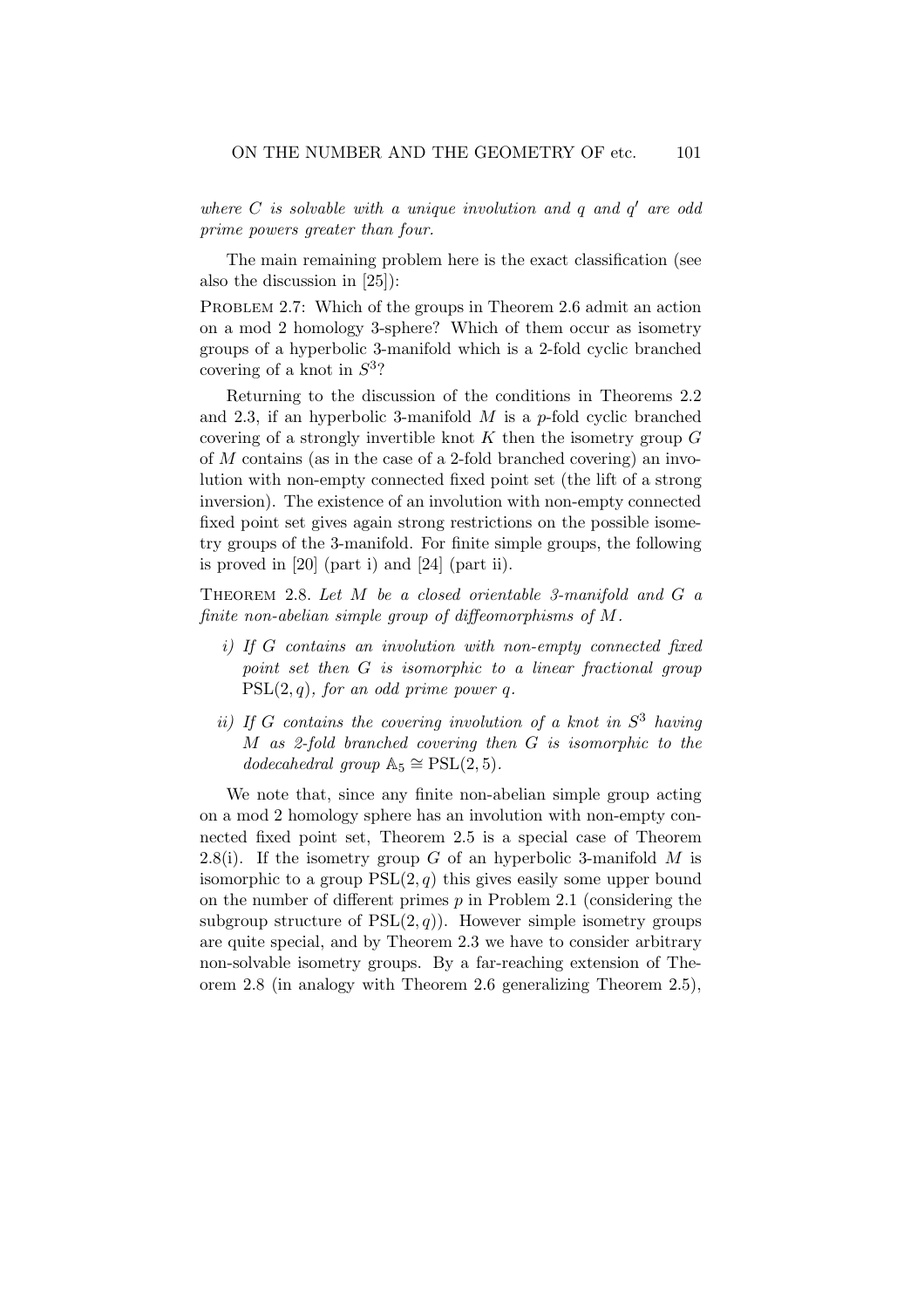*where $C$ is solvable with a unique involution and $q$ and $q'$ are odd prime powers greater than four.*

The main remaining problem here is the exact classification (see also the discussion in [25]):

PROBLEM 2.7: Which of the groups in Theorem 2.6 admit an action on a mod 2 homology 3-sphere? Which of them occur as isometry groups of a hyperbolic 3-manifold which is a 2-fold cyclic branched covering of a knot in $S^3$?

Returning to the discussion of the conditions in Theorems 2.2 and 2.3, if an hyperbolic 3-manifold $M$ is a $p$-fold cyclic branched covering of a strongly invertible knot $K$ then the isometry group $G$ of $M$ contains (as in the case of a 2-fold branched covering) an involution with non-empty connected fixed point set (the lift of a strong inversion). The existence of an involution with non-empty connected fixed point set gives again strong restrictions on the possible isometry groups of the 3-manifold. For finite simple groups, the following is proved in [20] (part i) and [24] (part ii).

THEOREM 2.8. *Let $M$ be a closed orientable 3-manifold and $G$ a finite non-abelian simple group of diffeomorphisms of $M$.*

*i) If $G$ contains an involution with non-empty connected fixed point set then $G$ is isomorphic to a linear fractional group $\mathrm{PSL}(2, q)$, for an odd prime power $q$.*

*ii) If $G$ contains the covering involution of a knot in $S^3$ having $M$ as 2-fold branched covering then $G$ is isomorphic to the dodecahedral group $\mathbb{A}_5 \cong \mathrm{PSL}(2, 5)$.*

We note that, since any finite non-abelian simple group acting on a mod 2 homology sphere has an involution with non-empty connected fixed point set, Theorem 2.5 is a special case of Theorem 2.8(i). If the isometry group $G$ of an hyperbolic 3-manifold $M$ is isomorphic to a group $\mathrm{PSL}(2, q)$ this gives easily some upper bound on the number of different primes $p$ in Problem 2.1 (considering the subgroup structure of $\mathrm{PSL}(2, q)$). However simple isometry groups are quite special, and by Theorem 2.3 we have to consider arbitrary non-solvable isometry groups. By a far-reaching extension of Theorem 2.8 (in analogy with Theorem 2.6 generalizing Theorem 2.5),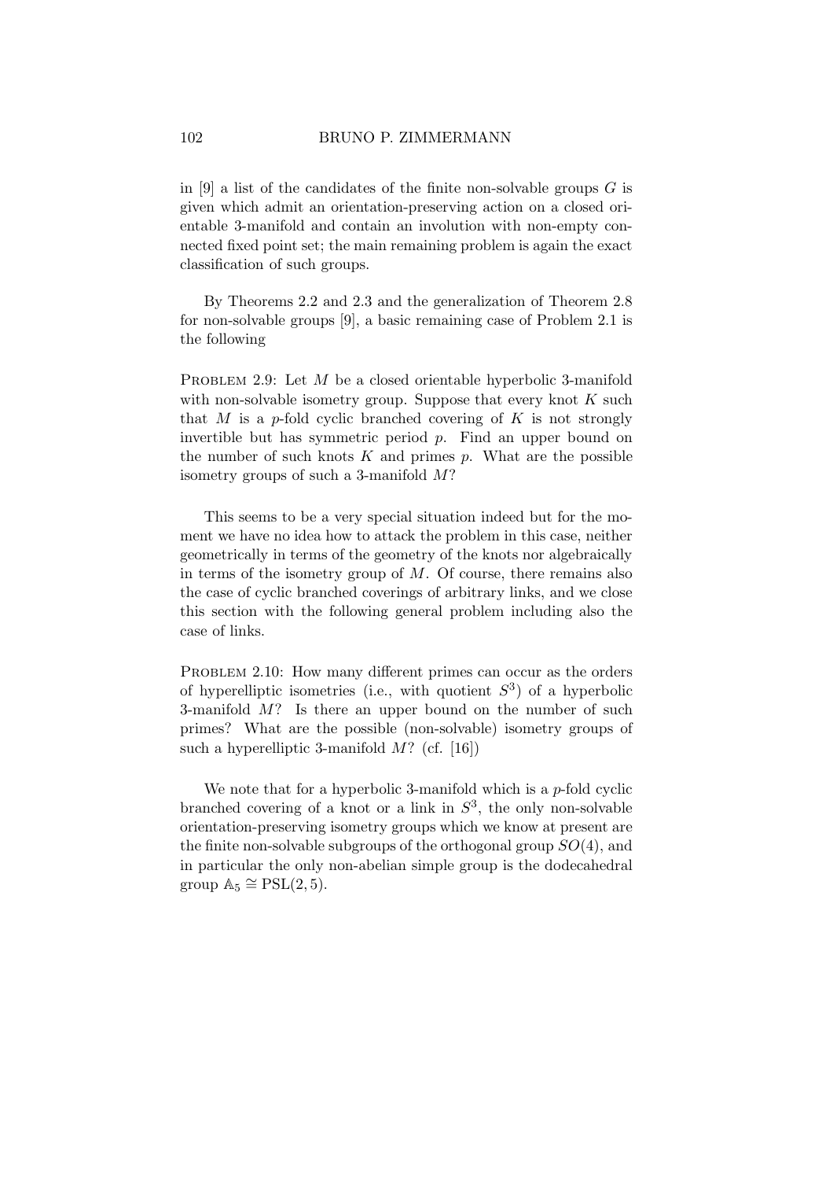in [9] a list of the candidates of the finite non-solvable groups $G$ is given which admit an orientation-preserving action on a closed orientable 3-manifold and contain an involution with non-empty connected fixed point set; the main remaining problem is again the exact classification of such groups.

By Theorems 2.2 and 2.3 and the generalization of Theorem 2.8 for non-solvable groups [9], a basic remaining case of Problem 2.1 is the following

PROBLEM 2.9: Let $M$ be a closed orientable hyperbolic 3-manifold with non-solvable isometry group. Suppose that every knot $K$ such that $M$ is a $p$-fold cyclic branched covering of $K$ is not strongly invertible but has symmetric period $p$. Find an upper bound on the number of such knots $K$ and primes $p$. What are the possible isometry groups of such a 3-manifold $M$?

This seems to be a very special situation indeed but for the moment we have no idea how to attack the problem in this case, neither geometrically in terms of the geometry of the knots nor algebraically in terms of the isometry group of $M$. Of course, there remains also the case of cyclic branched coverings of arbitrary links, and we close this section with the following general problem including also the case of links.

PROBLEM 2.10: How many different primes can occur as the orders of hyperelliptic isometries (i.e., with quotient $S^3$) of a hyperbolic 3-manifold $M$? Is there an upper bound on the number of such primes? What are the possible (non-solvable) isometry groups of such a hyperelliptic 3-manifold $M$? (cf. [16])

We note that for a hyperbolic 3-manifold which is a $p$-fold cyclic branched covering of a knot or a link in $S^3$, the only non-solvable orientation-preserving isometry groups which we know at present are the finite non-solvable subgroups of the orthogonal group $SO(4)$, and in particular the only non-abelian simple group is the dodecahedral group $\mathbb{A}_5 \cong \mathrm{PSL}(2,5)$.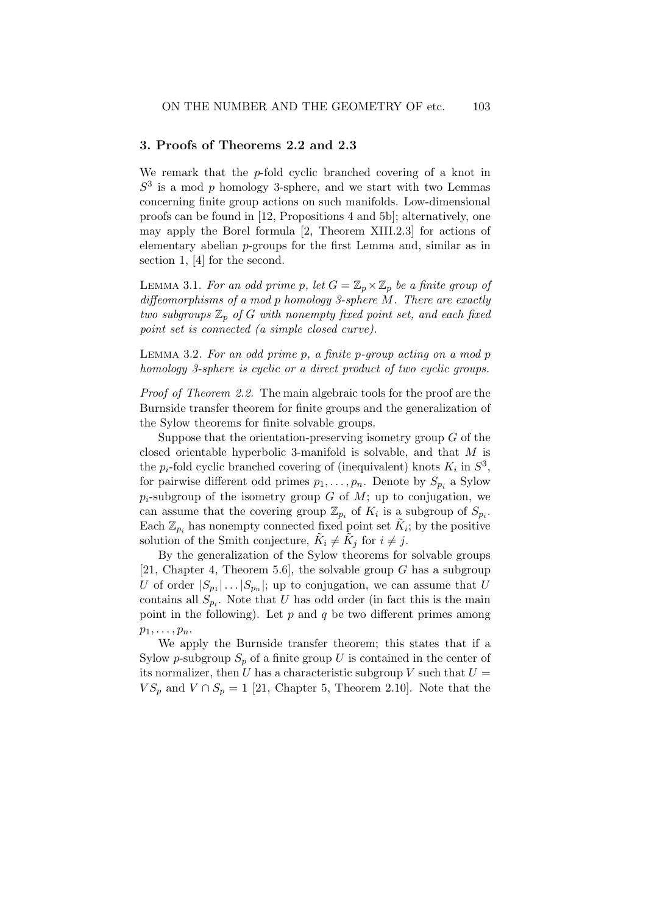## 3. Proofs of Theorems 2.2 and 2.3

We remark that the $p$-fold cyclic branched covering of a knot in $S^3$ is a mod $p$ homology 3-sphere, and we start with two Lemmas concerning finite group actions on such manifolds. Low-dimensional proofs can be found in [12, Propositions 4 and 5b]; alternatively, one may apply the Borel formula [2, Theorem XIII.2.3] for actions of elementary abelian $p$-groups for the first Lemma and, similar as in section 1, [4] for the second.

Lemma 3.1. *For an odd prime $p$, let $G = \mathbb{Z}_p \times \mathbb{Z}_p$ be a finite group of diffeomorphisms of a mod $p$ homology 3-sphere $M$. There are exactly two subgroups $\mathbb{Z}_p$ of $G$ with nonempty fixed point set, and each fixed point set is connected (a simple closed curve).*

Lemma 3.2. *For an odd prime $p$, a finite $p$-group acting on a mod $p$ homology 3-sphere is cyclic or a direct product of two cyclic groups.*

*Proof of Theorem 2.2.* The main algebraic tools for the proof are the Burnside transfer theorem for finite groups and the generalization of the Sylow theorems for finite solvable groups.

Suppose that the orientation-preserving isometry group $G$ of the closed orientable hyperbolic 3-manifold is solvable, and that $M$ is the $p_i$-fold cyclic branched covering of (inequivalent) knots $K_i$ in $S^3$, for pairwise different odd primes $p_1, \ldots, p_n$. Denote by $S_{p_i}$ a Sylow $p_i$-subgroup of the isometry group $G$ of $M$; up to conjugation, we can assume that the covering group $\mathbb{Z}_{p_i}$ of $K_i$ is a subgroup of $S_{p_i}$. Each $\mathbb{Z}_{p_i}$ has nonempty connected fixed point set $\tilde{K}_i$; by the positive solution of the Smith conjecture, $\tilde{K}_i \neq \tilde{K}_j$ for $i \neq j$.

By the generalization of the Sylow theorems for solvable groups [21, Chapter 4, Theorem 5.6], the solvable group $G$ has a subgroup $U$ of order $|S_{p_1}| \ldots |S_{p_n}|$; up to conjugation, we can assume that $U$ contains all $S_{p_i}$. Note that $U$ has odd order (in fact this is the main point in the following). Let $p$ and $q$ be two different primes among $p_1, \ldots, p_n$.

We apply the Burnside transfer theorem; this states that if a Sylow $p$-subgroup $S_p$ of a finite group $U$ is contained in the center of its normalizer, then $U$ has a characteristic subgroup $V$ such that $U = VS_p$ and $V \cap S_p = 1$ [21, Chapter 5, Theorem 2.10]. Note that the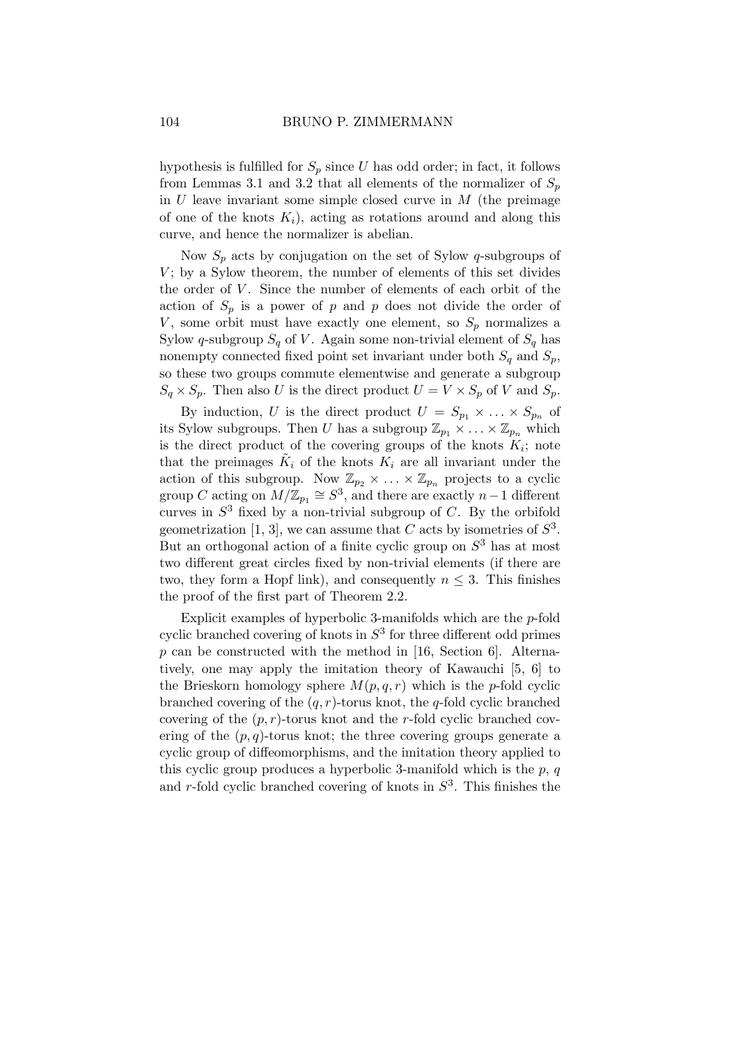hypothesis is fulfilled for $S_p$ since $U$ has odd order; in fact, it follows from Lemmas 3.1 and 3.2 that all elements of the normalizer of $S_p$ in $U$ leave invariant some simple closed curve in $M$ (the preimage of one of the knots $K_i$), acting as rotations around and along this curve, and hence the normalizer is abelian.

Now $S_p$ acts by conjugation on the set of Sylow $q$-subgroups of $V$; by a Sylow theorem, the number of elements of this set divides the order of $V$. Since the number of elements of each orbit of the action of $S_p$ is a power of $p$ and $p$ does not divide the order of $V$, some orbit must have exactly one element, so $S_p$ normalizes a Sylow $q$-subgroup $S_q$ of $V$. Again some non-trivial element of $S_q$ has nonempty connected fixed point set invariant under both $S_q$ and $S_p$, so these two groups commute elementwise and generate a subgroup $S_q \times S_p$. Then also $U$ is the direct product $U = V \times S_p$ of $V$ and $S_p$.

By induction, $U$ is the direct product $U = S_{p_1} \times \ldots \times S_{p_n}$ of its Sylow subgroups. Then $U$ has a subgroup $\mathbb{Z}_{p_1} \times \ldots \times \mathbb{Z}_{p_n}$ which is the direct product of the covering groups of the knots $K_i$; note that the preimages $\tilde{K}_i$ of the knots $K_i$ are all invariant under the action of this subgroup. Now $\mathbb{Z}_{p_2} \times \ldots \times \mathbb{Z}_{p_n}$ projects to a cyclic group $C$ acting on $M/\mathbb{Z}_{p_1} \cong S^3$, and there are exactly $n-1$ different curves in $S^3$ fixed by a non-trivial subgroup of $C$. By the orbifold geometrization [1, 3], we can assume that $C$ acts by isometries of $S^3$. But an orthogonal action of a finite cyclic group on $S^3$ has at most two different great circles fixed by non-trivial elements (if there are two, they form a Hopf link), and consequently $n \leq 3$. This finishes the proof of the first part of Theorem 2.2.

Explicit examples of hyperbolic 3-manifolds which are the $p$-fold cyclic branched covering of knots in $S^3$ for three different odd primes $p$ can be constructed with the method in [16, Section 6]. Alternatively, one may apply the imitation theory of Kawauchi [5, 6] to the Brieskorn homology sphere $M(p, q, r)$ which is the $p$-fold cyclic branched covering of the $(q, r)$-torus knot, the $q$-fold cyclic branched covering of the $(p, r)$-torus knot and the $r$-fold cyclic branched covering of the $(p, q)$-torus knot; the three covering groups generate a cyclic group of diffeomorphisms, and the imitation theory applied to this cyclic group produces a hyperbolic 3-manifold which is the $p$, $q$ and $r$-fold cyclic branched covering of knots in $S^3$. This finishes the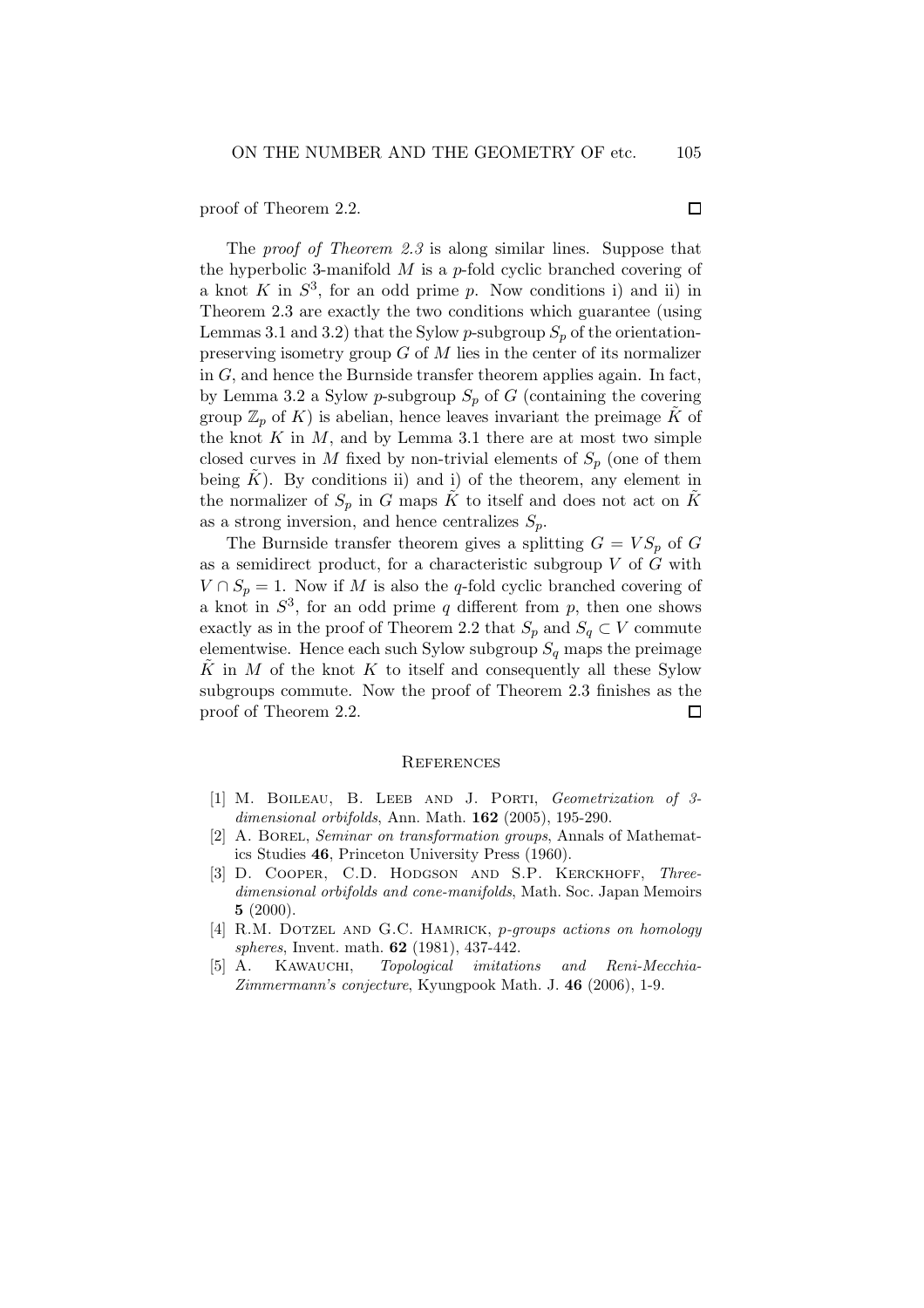proof of Theorem 2.2. □

The *proof of Theorem 2.3* is along similar lines. Suppose that the hyperbolic 3-manifold $M$ is a $p$-fold cyclic branched covering of a knot $K$ in $S^3$, for an odd prime $p$. Now conditions i) and ii) in Theorem 2.3 are exactly the two conditions which guarantee (using Lemmas 3.1 and 3.2) that the Sylow $p$-subgroup $S_p$ of the orientation-preserving isometry group $G$ of $M$ lies in the center of its normalizer in $G$, and hence the Burnside transfer theorem applies again. In fact, by Lemma 3.2 a Sylow $p$-subgroup $S_p$ of $G$ (containing the covering group $\mathbb{Z}_p$ of $K$) is abelian, hence leaves invariant the preimage $\tilde{K}$ of the knot $K$ in $M$, and by Lemma 3.1 there are at most two simple closed curves in $M$ fixed by non-trivial elements of $S_p$ (one of them being $\tilde{K}$). By conditions ii) and i) of the theorem, any element in the normalizer of $S_p$ in $G$ maps $\tilde{K}$ to itself and does not act on $\tilde{K}$ as a strong inversion, and hence centralizes $S_p$.

The Burnside transfer theorem gives a splitting $G = VS_p$ of $G$ as a semidirect product, for a characteristic subgroup $V$ of $G$ with $V \cap S_p = 1$. Now if $M$ is also the $q$-fold cyclic branched covering of a knot in $S^3$, for an odd prime $q$ different from $p$, then one shows exactly as in the proof of Theorem 2.2 that $S_p$ and $S_q \subset V$ commute elementwise. Hence each such Sylow subgroup $S_q$ maps the preimage $\tilde{K}$ in $M$ of the knot $K$ to itself and consequently all these Sylow subgroups commute. Now the proof of Theorem 2.3 finishes as the proof of Theorem 2.2. □

## References

[1] M. Boileau, B. Leeb and J. Porti, *Geometrization of 3-dimensional orbifolds*, Ann. Math. **162** (2005), 195-290.

[2] A. Borel, *Seminar on transformation groups*, Annals of Mathematics Studies **46**, Princeton University Press (1960).

[3] D. Cooper, C.D. Hodgson and S.P. Kerckhoff, *Three-dimensional orbifolds and cone-manifolds*, Math. Soc. Japan Memoirs **5** (2000).

[4] R.M. Dotzel and G.C. Hamrick, *p-groups actions on homology spheres*, Invent. math. **62** (1981), 437-442.

[5] A. Kawauchi, *Topological imitations and Reni-Mecchia-Zimmermann's conjecture*, Kyungpook Math. J. **46** (2006), 1-9.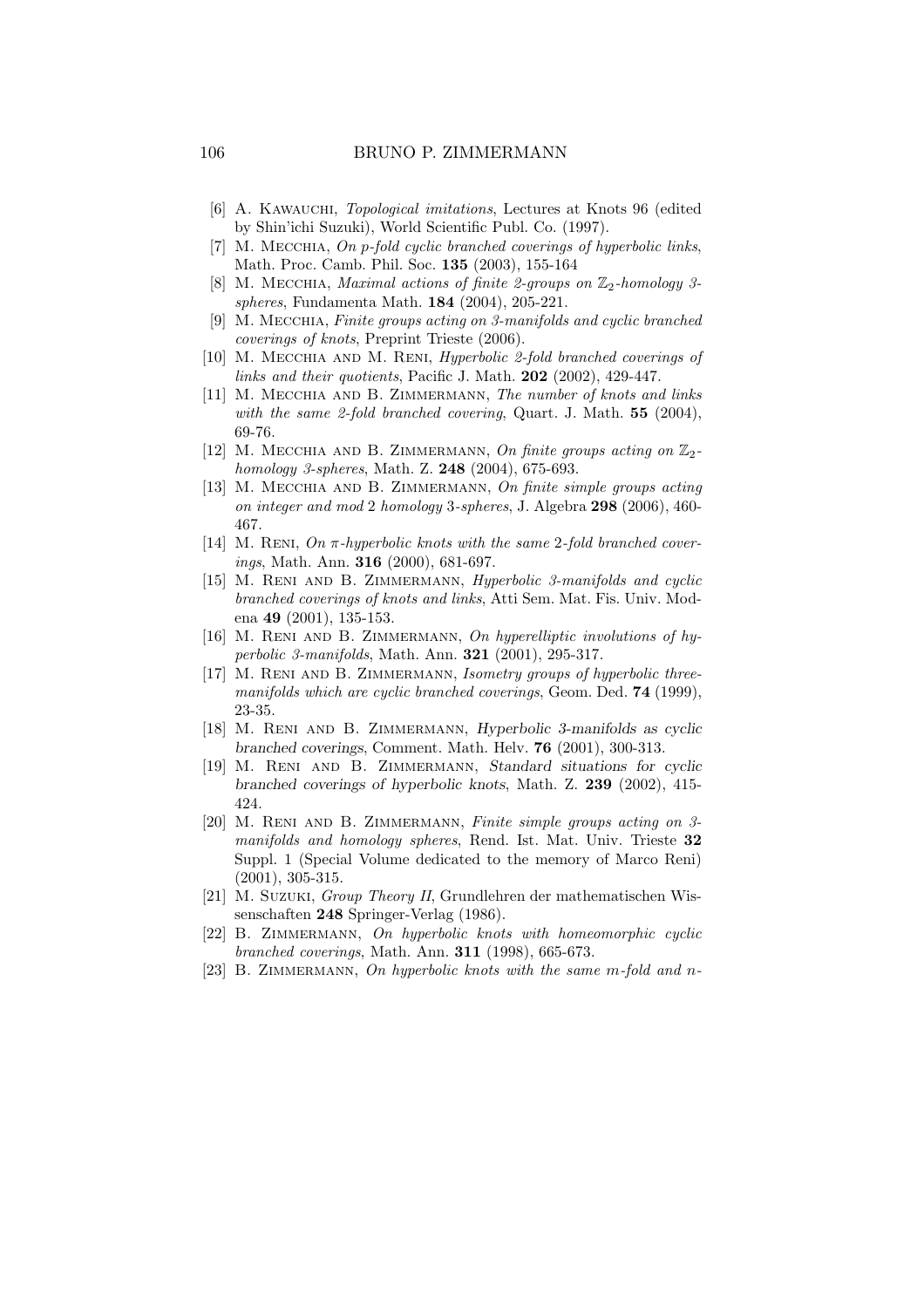[6] A. Kawauchi, *Topological imitations*, Lectures at Knots 96 (edited by Shin'ichi Suzuki), World Scientific Publ. Co. (1997).

[7] M. Mecchia, *On p-fold cyclic branched coverings of hyperbolic links*, Math. Proc. Camb. Phil. Soc. **135** (2003), 155-164

[8] M. Mecchia, *Maximal actions of finite 2-groups on $\mathbb{Z}_2$-homology 3-spheres*, Fundamenta Math. **184** (2004), 205-221.

[9] M. Mecchia, *Finite groups acting on 3-manifolds and cyclic branched coverings of knots*, Preprint Trieste (2006).

[10] M. Mecchia and M. Reni, *Hyperbolic 2-fold branched coverings of links and their quotients*, Pacific J. Math. **202** (2002), 429-447.

[11] M. Mecchia and B. Zimmermann, *The number of knots and links with the same 2-fold branched covering*, Quart. J. Math. **55** (2004), 69-76.

[12] M. Mecchia and B. Zimmermann, *On finite groups acting on $\mathbb{Z}_2$-homology 3-spheres*, Math. Z. **248** (2004), 675-693.

[13] M. Mecchia and B. Zimmermann, *On finite simple groups acting on integer and mod 2 homology 3-spheres*, J. Algebra **298** (2006), 460-467.

[14] M. Reni, *On π-hyperbolic knots with the same 2-fold branched coverings*, Math. Ann. **316** (2000), 681-697.

[15] M. Reni and B. Zimmermann, *Hyperbolic 3-manifolds and cyclic branched coverings of knots and links*, Atti Sem. Mat. Fis. Univ. Modena **49** (2001), 135-153.

[16] M. Reni and B. Zimmermann, *On hyperelliptic involutions of hyperbolic 3-manifolds*, Math. Ann. **321** (2001), 295-317.

[17] M. Reni and B. Zimmermann, *Isometry groups of hyperbolic three-manifolds which are cyclic branched coverings*, Geom. Ded. **74** (1999), 23-35.

[18] M. Reni and B. Zimmermann, *Hyperbolic 3-manifolds as cyclic branched coverings*, Comment. Math. Helv. **76** (2001), 300-313.

[19] M. Reni and B. Zimmermann, *Standard situations for cyclic branched coverings of hyperbolic knots*, Math. Z. **239** (2002), 415-424.

[20] M. Reni and B. Zimmermann, *Finite simple groups acting on 3-manifolds and homology spheres*, Rend. Ist. Mat. Univ. Trieste **32** Suppl. 1 (Special Volume dedicated to the memory of Marco Reni) (2001), 305-315.

[21] M. Suzuki, *Group Theory II*, Grundlehren der mathematischen Wissenschaften **248** Springer-Verlag (1986).

[22] B. Zimmermann, *On hyperbolic knots with homeomorphic cyclic branched coverings*, Math. Ann. **311** (1998), 665-673.

[23] B. Zimmermann, *On hyperbolic knots with the same m-fold and n-*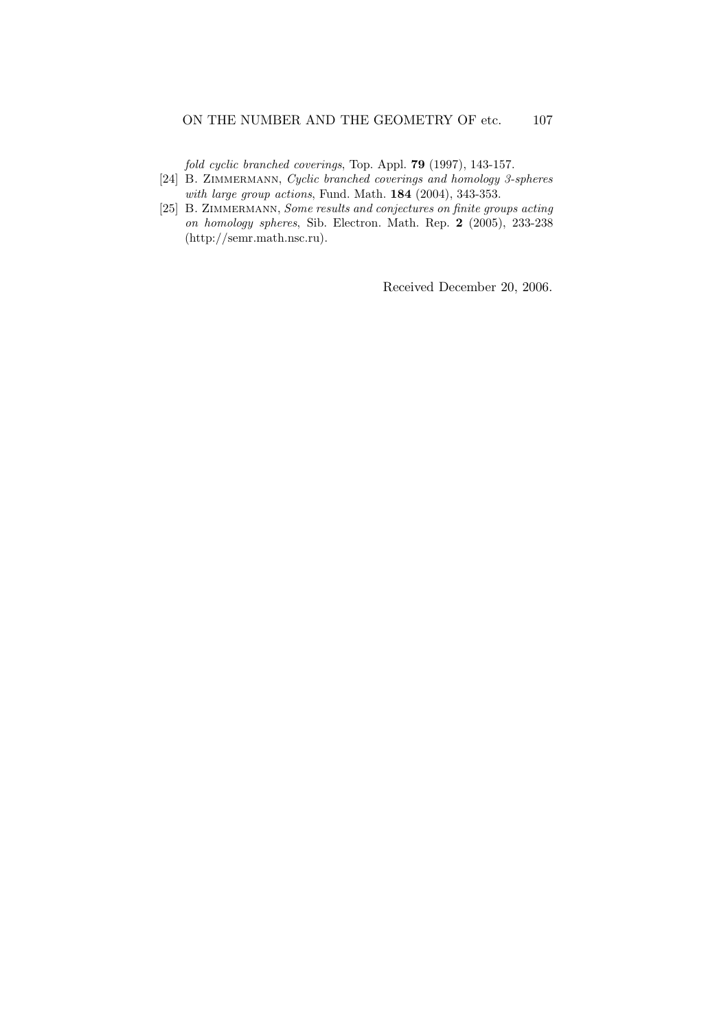*fold cyclic branched coverings*, Top. Appl. **79** (1997), 143-157.

[24] B. Zimmermann, *Cyclic branched coverings and homology 3-spheres with large group actions*, Fund. Math. **184** (2004), 343-353.

[25] B. Zimmermann, *Some results and conjectures on finite groups acting on homology spheres*, Sib. Electron. Math. Rep. **2** (2005), 233-238 (http://semr.math.nsc.ru).

Received December 20, 2006.